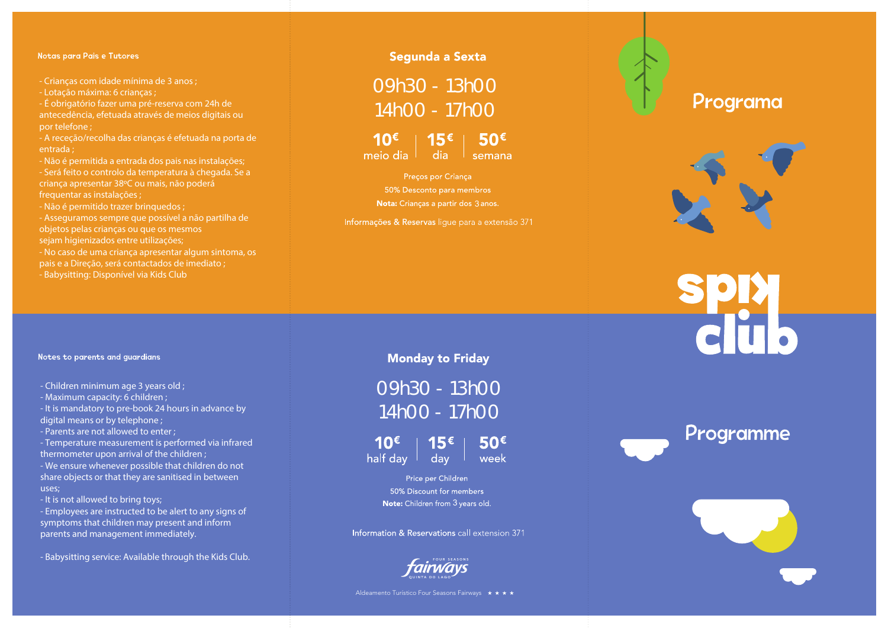# Programa

# kids club

## Notas para Pais e Tutores

- Crianças com idade mínima de 3 anos ;
- Lotação máxima: 6 crianças ;
- É obrigatório fazer uma pré-reserva com 24h de antecedência, efetuada através de meios digitais ou por telefone ;
- A receção/recolha das crianças é efetuada na porta de entrada ;
- Não é permitida a entrada dos pais nas instalações;
- Será feito o controlo da temperatura à chegada. Se a criança apresentar 38ºC ou mais, não poderá frequentar as instalações ;
- Não é permitido trazer brinquedos ;
- Asseguramos sempre que possível a não partilha de objetos pelas crianças ou que os mesmos sejam higienizados entre utilizações;
- No caso de uma criança apresentar algum sintoma, os pais e a Direção, será contactados de imediato ;
- Babysitting: Disponível via Kids Club

## Segunda a Sexta

09h30 - 13h00
14h00 - 17h00

| 10€ | 15€ | 50€ |
|---|---|---|
| meio dia | dia | semana |

Preços por Criança
50% Desconto para membros
**Nota:** Crianças a partir dos 3 anos.

**Informações & Reservas** ligue para a extensão 371

# Programme

## Notes to parents and guardians

- Children minimum age 3 years old ;
- Maximum capacity: 6 children ;
- It is mandatory to pre-book 24 hours in advance by digital means or by telephone ;
- Parents are not allowed to enter ;
- Temperature measurement is performed via infrared thermometer upon arrival of the children ;
- We ensure whenever possible that children do not share objects or that they are sanitised in between uses;
- It is not allowed to bring toys;
- Employees are instructed to be alert to any signs of symptoms that children may present and inform parents and management immediately.

- Babysitting service: Available through the Kids Club.

## Monday to Friday

09h30 - 13h00
14h00 - 17h00

| 10€ | 15€ | 50€ |
|---|---|---|
| half day | day | week |

Price per Children
50% Discount for members
**Note:** Children from 3 years old.

**Information & Reservations** call extension 371

Four Seasons fairways Quinta do Lago

Aldeamento Turístico Four Seasons Fairways ★ ★ ★ ★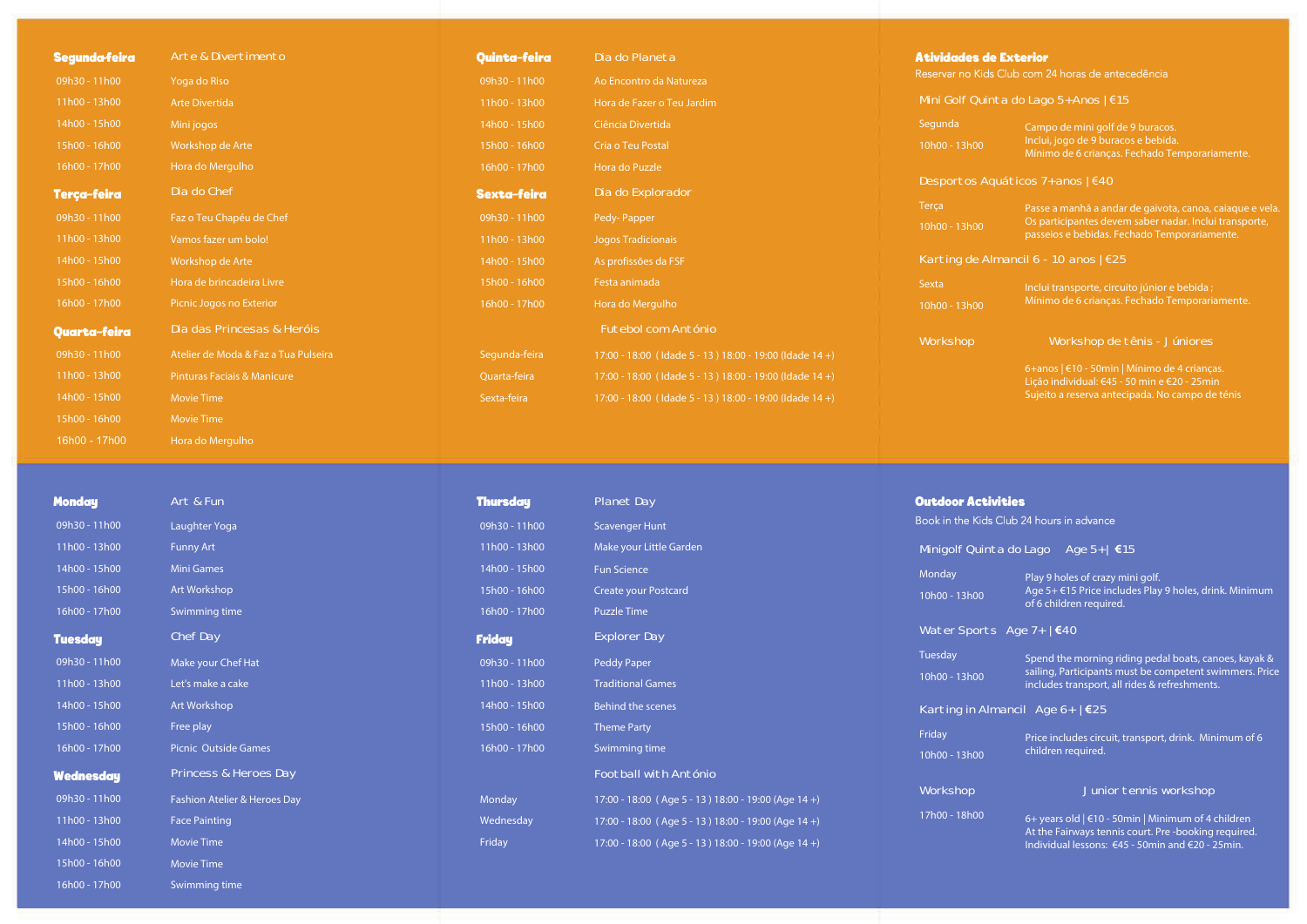## Segunda-feira — Arte & Divertimento

| | |
|---|---|
| 09h30 - 11h00 | Yoga do Riso |
| 11h00 - 13h00 | Arte Divertida |
| 14h00 - 15h00 | Mini jogos |
| 15h00 - 16h00 | Workshop de Arte |
| 16h00 - 17h00 | Hora do Mergulho |

## Terça-feira — Dia do Chef

| | |
|---|---|
| 09h30 - 11h00 | Faz o Teu Chapéu de Chef |
| 11h00 - 13h00 | Vamos fazer um bolo! |
| 14h00 - 15h00 | Workshop de Arte |
| 15h00 - 16h00 | Hora de brincadeira Livre |
| 16h00 - 17h00 | Picnic Jogos no Exterior |

## Quarta-feira — Dia das Princesas & Heróis

| | |
|---|---|
| 09h30 - 11h00 | Atelier de Moda & Faz a Tua Pulseira |
| 11h00 - 13h00 | Pinturas Faciais & Manicure |
| 14h00 - 15h00 | Movie Time |
| 15h00 - 16h00 | Movie Time |
| 16h00 - 17h00 | Hora do Mergulho |

## Quinta-feira — Dia do Planeta

| | |
|---|---|
| 09h30 - 11h00 | Ao Encontro da Natureza |
| 11h00 - 13h00 | Hora de Fazer o Teu Jardim |
| 14h00 - 15h00 | Ciência Divertida |
| 15h00 - 16h00 | Cria o Teu Postal |
| 16h00 - 17h00 | Hora do Puzzle |

## Sexta-feira — Dia do Explorador

| | |
|---|---|
| 09h30 - 11h00 | Pedy- Papper |
| 11h00 - 13h00 | Jogos Tradicionais |
| 14h00 - 15h00 | As profissões da FSF |
| 15h00 - 16h00 | Festa animada |
| 16h00 - 17h00 | Hora do Mergulho |

### Futebol com António

| | |
|---|---|
| Segunda-feira | 17:00 - 18:00 ( Idade 5 - 13 ) 18:00 - 19:00 (Idade 14 +) |
| Quarta-feira | 17:00 - 18:00 ( Idade 5 - 13 ) 18:00 - 19:00 (Idade 14 +) |
| Sexta-feira | 17:00 - 18:00 ( Idade 5 - 13 ) 18:00 - 19:00 (Idade 14 +) |

## Atividades de Exterior

Reservar no Kids Club com 24 horas de antecedência

### Mini Golf Quinta do Lago 5+Anos | €15

Segunda
10h00 - 13h00

Campo de mini golf de 9 buracos.
Inclui, jogo de 9 buracos e bebida.
Mínimo de 6 crianças. Fechado Temporariamente.

### Desportos Aquáticos 7+anos | €40

Terça
10h00 - 13h00

Passe a manhã a andar de gaivota, canoa, caiaque e vela. Os participantes devem saber nadar. Inclui transporte, passeios e bebidas. Fechado Temporariamente.

### Karting de Almancil 6 - 10 anos | €25

Sexta
10h00 - 13h00

Inclui transporte, circuito júnior e bebida ;
Mínimo de 6 crianças. Fechado Temporariamente.

### Workshop — Workshop de ténis - Júniores

6+anos | €10 - 50min | Mínimo de 4 crianças.
Lição individual: €45 - 50 min e €20 - 25min
Sujeito a reserva antecipada. No campo de ténis

## Monday — Art & Fun

| | |
|---|---|
| 09h30 - 11h00 | Laughter Yoga |
| 11h00 - 13h00 | Funny Art |
| 14h00 - 15h00 | Mini Games |
| 15h00 - 16h00 | Art Workshop |
| 16h00 - 17h00 | Swimming time |

## Tuesday — Chef Day

| | |
|---|---|
| 09h30 - 11h00 | Make your Chef Hat |
| 11h00 - 13h00 | Let's make a cake |
| 14h00 - 15h00 | Art Workshop |
| 15h00 - 16h00 | Free play |
| 16h00 - 17h00 | Picnic Outside Games |

## Wednesday — Princess & Heroes Day

| | |
|---|---|
| 09h30 - 11h00 | Fashion Atelier & Heroes Day |
| 11h00 - 13h00 | Face Painting |
| 14h00 - 15h00 | Movie Time |
| 15h00 - 16h00 | Movie Time |
| 16h00 - 17h00 | Swimming time |

## Thursday — Planet Day

| | |
|---|---|
| 09h30 - 11h00 | Scavenger Hunt |
| 11h00 - 13h00 | Make your Little Garden |
| 14h00 - 15h00 | Fun Science |
| 15h00 - 16h00 | Create your Postcard |
| 16h00 - 17h00 | Puzzle Time |

## Friday — Explorer Day

| | |
|---|---|
| 09h30 - 11h00 | Peddy Paper |
| 11h00 - 13h00 | Traditional Games |
| 14h00 - 15h00 | Behind the scenes |
| 15h00 - 16h00 | Theme Party |
| 16h00 - 17h00 | Swimming time |

### Football with António

| | |
|---|---|
| Monday | 17:00 - 18:00 ( Age 5 - 13 ) 18:00 - 19:00 (Age 14 +) |
| Wednesday | 17:00 - 18:00 ( Age 5 - 13 ) 18:00 - 19:00 (Age 14 +) |
| Friday | 17:00 - 18:00 ( Age 5 - 13 ) 18:00 - 19:00 (Age 14 +) |

## Outdoor Activities

Book in the Kids Club 24 hours in advance

### Minigolf Quinta do Lago Age 5+| €15

Monday
10h00 - 13h00

Play 9 holes of crazy mini golf.
Age 5+ €15 Price includes Play 9 holes, drink. Minimum of 6 children required.

### Water Sports Age 7+ | €40

Tuesday
10h00 - 13h00

Spend the morning riding pedal boats, canoes, kayak & sailing, Participants must be competent swimmers. Price includes transport, all rides & refreshments.

### Karting in Almancil Age 6+ | €25

Friday
10h00 - 13h00

Price includes circuit, transport, drink. Minimum of 6 children required.

### Workshop — Junior tennis workshop

17h00 - 18h00

6+ years old | €10 - 50min | Minimum of 4 children
At the Fairways tennis court. Pre -booking required.
Individual lessons: €45 - 50min and €20 - 25min.